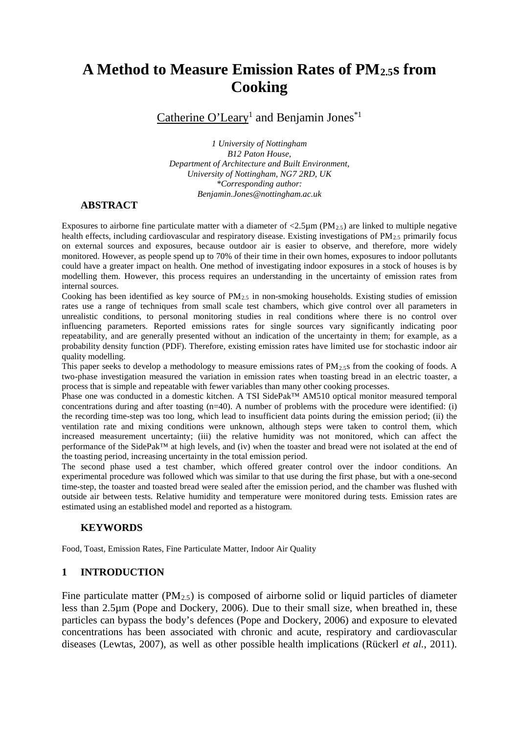# A Method to Measure Emission Rates of $PM_{2.5}$s from Cooking

Catherine O'Leary[1] and Benjamin Jones[*1]

*1 University of Nottingham*
*B12 Paton House,*
*Department of Architecture and Built Environment,*
*University of Nottingham, NG7 2RD, UK*
*\*Corresponding author:*
*Benjamin.Jones@nottingham.ac.uk*

## ABSTRACT

Exposures to airborne fine particulate matter with a diameter of <2.5µm ($PM_{2.5}$) are linked to multiple negative health effects, including cardiovascular and respiratory disease. Existing investigations of $PM_{2.5}$ primarily focus on external sources and exposures, because outdoor air is easier to observe, and therefore, more widely monitored. However, as people spend up to 70% of their time in their own homes, exposures to indoor pollutants could have a greater impact on health. One method of investigating indoor exposures in a stock of houses is by modelling them. However, this process requires an understanding in the uncertainty of emission rates from internal sources.

Cooking has been identified as key source of $PM_{2.5}$ in non-smoking households. Existing studies of emission rates use a range of techniques from small scale test chambers, which give control over all parameters in unrealistic conditions, to personal monitoring studies in real conditions where there is no control over influencing parameters. Reported emissions rates for single sources vary significantly indicating poor repeatability, and are generally presented without an indication of the uncertainty in them; for example, as a probability density function (PDF). Therefore, existing emission rates have limited use for stochastic indoor air quality modelling.

This paper seeks to develop a methodology to measure emissions rates of $PM_{2.5}$s from the cooking of foods. A two-phase investigation measured the variation in emission rates when toasting bread in an electric toaster, a process that is simple and repeatable with fewer variables than many other cooking processes.

Phase one was conducted in a domestic kitchen. A TSI SidePak™ AM510 optical monitor measured temporal concentrations during and after toasting (n=40). A number of problems with the procedure were identified: (i) the recording time-step was too long, which lead to insufficient data points during the emission period; (ii) the ventilation rate and mixing conditions were unknown, although steps were taken to control them, which increased measurement uncertainty; (iii) the relative humidity was not monitored, which can affect the performance of the SidePak™ at high levels, and (iv) when the toaster and bread were not isolated at the end of the toasting period, increasing uncertainty in the total emission period.

The second phase used a test chamber, which offered greater control over the indoor conditions. An experimental procedure was followed which was similar to that use during the first phase, but with a one-second time-step, the toaster and toasted bread were sealed after the emission period, and the chamber was flushed with outside air between tests. Relative humidity and temperature were monitored during tests. Emission rates are estimated using an established model and reported as a histogram.

## KEYWORDS

Food, Toast, Emission Rates, Fine Particulate Matter, Indoor Air Quality

## 1 INTRODUCTION

Fine particulate matter ($PM_{2.5}$) is composed of airborne solid or liquid particles of diameter less than 2.5µm (Pope and Dockery, 2006). Due to their small size, when breathed in, these particles can bypass the body's defences (Pope and Dockery, 2006) and exposure to elevated concentrations has been associated with chronic and acute, respiratory and cardiovascular diseases (Lewtas, 2007), as well as other possible health implications (Rückerl *et al.*, 2011).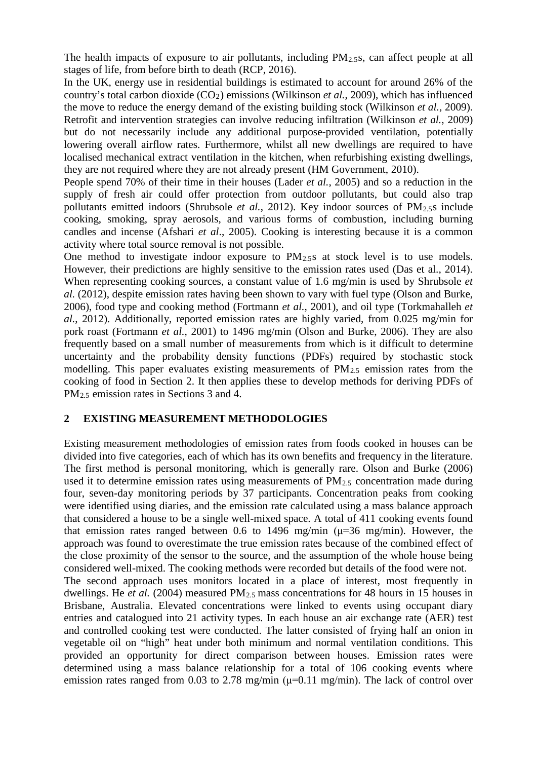The health impacts of exposure to air pollutants, including $PM_{2.5}$s, can affect people at all stages of life, from before birth to death (RCP, 2016).

In the UK, energy use in residential buildings is estimated to account for around 26% of the country's total carbon dioxide ($CO_2$) emissions (Wilkinson *et al.*, 2009), which has influenced the move to reduce the energy demand of the existing building stock (Wilkinson *et al.*, 2009). Retrofit and intervention strategies can involve reducing infiltration (Wilkinson *et al.*, 2009) but do not necessarily include any additional purpose-provided ventilation, potentially lowering overall airflow rates. Furthermore, whilst all new dwellings are required to have localised mechanical extract ventilation in the kitchen, when refurbishing existing dwellings, they are not required where they are not already present (HM Government, 2010).

People spend 70% of their time in their houses (Lader *et al.*, 2005) and so a reduction in the supply of fresh air could offer protection from outdoor pollutants, but could also trap pollutants emitted indoors (Shrubsole *et al.*, 2012). Key indoor sources of $PM_{2.5}$s include cooking, smoking, spray aerosols, and various forms of combustion, including burning candles and incense (Afshari *et al*., 2005). Cooking is interesting because it is a common activity where total source removal is not possible.

One method to investigate indoor exposure to $PM_{2.5}$s at stock level is to use models. However, their predictions are highly sensitive to the emission rates used (Das et al., 2014). When representing cooking sources, a constant value of 1.6 mg/min is used by Shrubsole *et al.* (2012), despite emission rates having been shown to vary with fuel type (Olson and Burke, 2006), food type and cooking method (Fortmann *et al.*, 2001), and oil type (Torkmahalleh *et al.*, 2012). Additionally, reported emission rates are highly varied, from 0.025 mg/min for pork roast (Fortmann *et al.*, 2001) to 1496 mg/min (Olson and Burke, 2006). They are also frequently based on a small number of measurements from which is it difficult to determine uncertainty and the probability density functions (PDFs) required by stochastic stock modelling. This paper evaluates existing measurements of $PM_{2.5}$ emission rates from the cooking of food in Section 2. It then applies these to develop methods for deriving PDFs of $PM_{2.5}$ emission rates in Sections 3 and 4.

## 2 EXISTING MEASUREMENT METHODOLOGIES

Existing measurement methodologies of emission rates from foods cooked in houses can be divided into five categories, each of which has its own benefits and frequency in the literature. The first method is personal monitoring, which is generally rare. Olson and Burke (2006) used it to determine emission rates using measurements of $PM_{2.5}$ concentration made during four, seven-day monitoring periods by 37 participants. Concentration peaks from cooking were identified using diaries, and the emission rate calculated using a mass balance approach that considered a house to be a single well-mixed space. A total of 411 cooking events found that emission rates ranged between 0.6 to 1496 mg/min ($\mu$=36 mg/min). However, the approach was found to overestimate the true emission rates because of the combined effect of the close proximity of the sensor to the source, and the assumption of the whole house being considered well-mixed. The cooking methods were recorded but details of the food were not.

The second approach uses monitors located in a place of interest, most frequently in dwellings. He *et al.* (2004) measured $PM_{2.5}$ mass concentrations for 48 hours in 15 houses in Brisbane, Australia. Elevated concentrations were linked to events using occupant diary entries and catalogued into 21 activity types. In each house an air exchange rate (AER) test and controlled cooking test were conducted. The latter consisted of frying half an onion in vegetable oil on "high" heat under both minimum and normal ventilation conditions. This provided an opportunity for direct comparison between houses. Emission rates were determined using a mass balance relationship for a total of 106 cooking events where emission rates ranged from 0.03 to 2.78 mg/min ($\mu$=0.11 mg/min). The lack of control over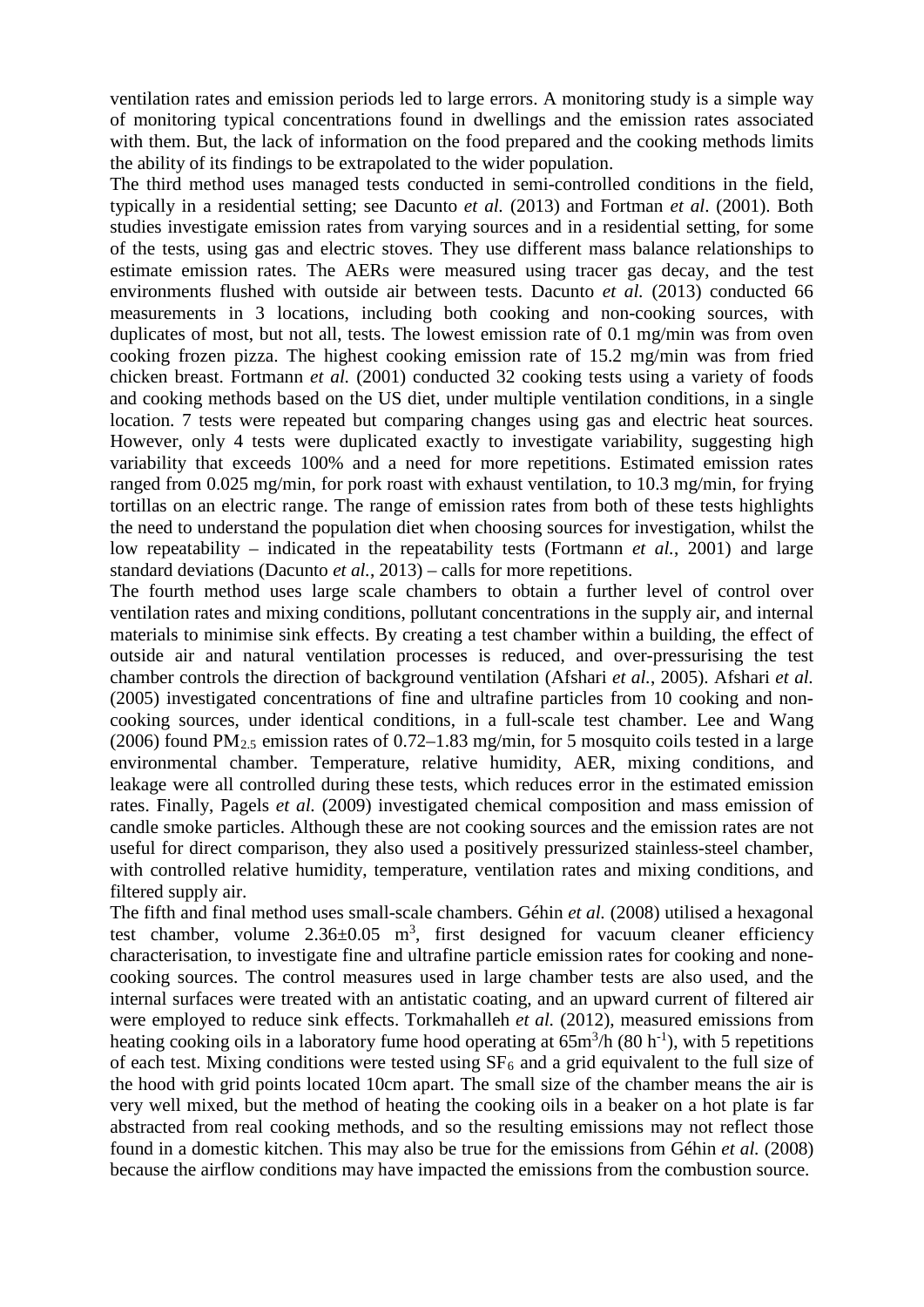ventilation rates and emission periods led to large errors. A monitoring study is a simple way of monitoring typical concentrations found in dwellings and the emission rates associated with them. But, the lack of information on the food prepared and the cooking methods limits the ability of its findings to be extrapolated to the wider population.

The third method uses managed tests conducted in semi-controlled conditions in the field, typically in a residential setting; see Dacunto *et al.* (2013) and Fortman *et al*. (2001). Both studies investigate emission rates from varying sources and in a residential setting, for some of the tests, using gas and electric stoves. They use different mass balance relationships to estimate emission rates. The AERs were measured using tracer gas decay, and the test environments flushed with outside air between tests. Dacunto *et al.* (2013) conducted 66 measurements in 3 locations, including both cooking and non-cooking sources, with duplicates of most, but not all, tests. The lowest emission rate of 0.1 mg/min was from oven cooking frozen pizza. The highest cooking emission rate of 15.2 mg/min was from fried chicken breast. Fortmann *et al.* (2001) conducted 32 cooking tests using a variety of foods and cooking methods based on the US diet, under multiple ventilation conditions, in a single location. 7 tests were repeated but comparing changes using gas and electric heat sources. However, only 4 tests were duplicated exactly to investigate variability, suggesting high variability that exceeds 100% and a need for more repetitions. Estimated emission rates ranged from 0.025 mg/min, for pork roast with exhaust ventilation, to 10.3 mg/min, for frying tortillas on an electric range. The range of emission rates from both of these tests highlights the need to understand the population diet when choosing sources for investigation, whilst the low repeatability – indicated in the repeatability tests (Fortmann *et al.*, 2001) and large standard deviations (Dacunto *et al.*, 2013) – calls for more repetitions.

The fourth method uses large scale chambers to obtain a further level of control over ventilation rates and mixing conditions, pollutant concentrations in the supply air, and internal materials to minimise sink effects. By creating a test chamber within a building, the effect of outside air and natural ventilation processes is reduced, and over-pressurising the test chamber controls the direction of background ventilation (Afshari *et al.*, 2005). Afshari *et al.* (2005) investigated concentrations of fine and ultrafine particles from 10 cooking and non-cooking sources, under identical conditions, in a full-scale test chamber. Lee and Wang (2006) found $PM_{2.5}$ emission rates of 0.72–1.83 mg/min, for 5 mosquito coils tested in a large environmental chamber. Temperature, relative humidity, AER, mixing conditions, and leakage were all controlled during these tests, which reduces error in the estimated emission rates. Finally, Pagels *et al.* (2009) investigated chemical composition and mass emission of candle smoke particles. Although these are not cooking sources and the emission rates are not useful for direct comparison, they also used a positively pressurized stainless-steel chamber, with controlled relative humidity, temperature, ventilation rates and mixing conditions, and filtered supply air.

The fifth and final method uses small-scale chambers. Géhin *et al.* (2008) utilised a hexagonal test chamber, volume $2.36 \pm 0.05$ $m^3$, first designed for vacuum cleaner efficiency characterisation, to investigate fine and ultrafine particle emission rates for cooking and none-cooking sources. The control measures used in large chamber tests are also used, and the internal surfaces were treated with an antistatic coating, and an upward current of filtered air were employed to reduce sink effects. Torkmahalleh *et al.* (2012), measured emissions from heating cooking oils in a laboratory fume hood operating at $65 m^3/h$ ($80 h^{-1}$), with 5 repetitions of each test. Mixing conditions were tested using $SF_6$ and a grid equivalent to the full size of the hood with grid points located 10cm apart. The small size of the chamber means the air is very well mixed, but the method of heating the cooking oils in a beaker on a hot plate is far abstracted from real cooking methods, and so the resulting emissions may not reflect those found in a domestic kitchen. This may also be true for the emissions from Géhin *et al.* (2008) because the airflow conditions may have impacted the emissions from the combustion source.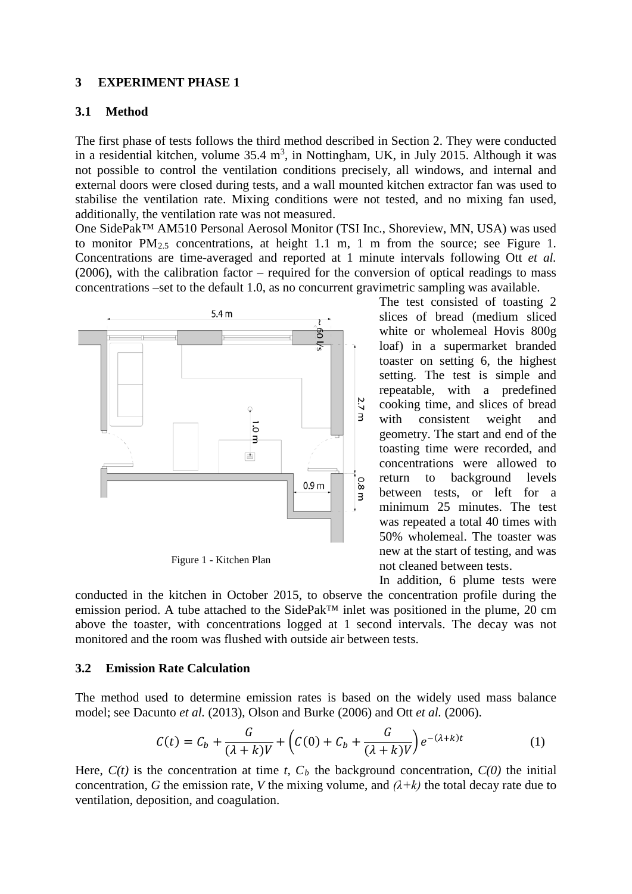## 3 EXPERIMENT PHASE 1

### 3.1 Method

The first phase of tests follows the third method described in Section 2. They were conducted in a residential kitchen, volume 35.4 $m^3$, in Nottingham, UK, in July 2015. Although it was not possible to control the ventilation conditions precisely, all windows, and internal and external doors were closed during tests, and a wall mounted kitchen extractor fan was used to stabilise the ventilation rate. Mixing conditions were not tested, and no mixing fan used, additionally, the ventilation rate was not measured.

One SidePak™ AM510 Personal Aerosol Monitor (TSI Inc., Shoreview, MN, USA) was used to monitor $PM_{2.5}$ concentrations, at height 1.1 m, 1 m from the source; see Figure 1. Concentrations are time-averaged and reported at 1 minute intervals following Ott *et al.* (2006), with the calibration factor – required for the conversion of optical readings to mass concentrations –set to the default 1.0, as no concurrent gravimetric sampling was available.

Figure 1 - Kitchen Plan

The test consisted of toasting 2 slices of bread (medium sliced white or wholemeal Hovis 800g loaf) in a supermarket branded toaster on setting 6, the highest setting. The test is simple and repeatable, with a predefined cooking time, and slices of bread with consistent weight and geometry. The start and end of the toasting time were recorded, and concentrations were allowed to return to background levels between tests, or left for a minimum 25 minutes. The test was repeated a total 40 times with 50% wholemeal. The toaster was new at the start of testing, and was not cleaned between tests.

In addition, 6 plume tests were conducted in the kitchen in October 2015, to observe the concentration profile during the emission period. A tube attached to the SidePak™ inlet was positioned in the plume, 20 cm above the toaster, with concentrations logged at 1 second intervals. The decay was not monitored and the room was flushed with outside air between tests.

### 3.2 Emission Rate Calculation

The method used to determine emission rates is based on the widely used mass balance model; see Dacunto *et al.* (2013), Olson and Burke (2006) and Ott *et al.* (2006).

$$C(t) = C_b + \frac{G}{(\lambda + k)V} + \left(C(0) + C_b + \frac{G}{(\lambda + k)V}\right) e^{-(\lambda + k)t} \tag{1}$$

Here, $C(t)$ is the concentration at time $t$, $C_b$ the background concentration, $C(0)$ the initial concentration, $G$ the emission rate, $V$ the mixing volume, and $(\lambda+k)$ the total decay rate due to ventilation, deposition, and coagulation.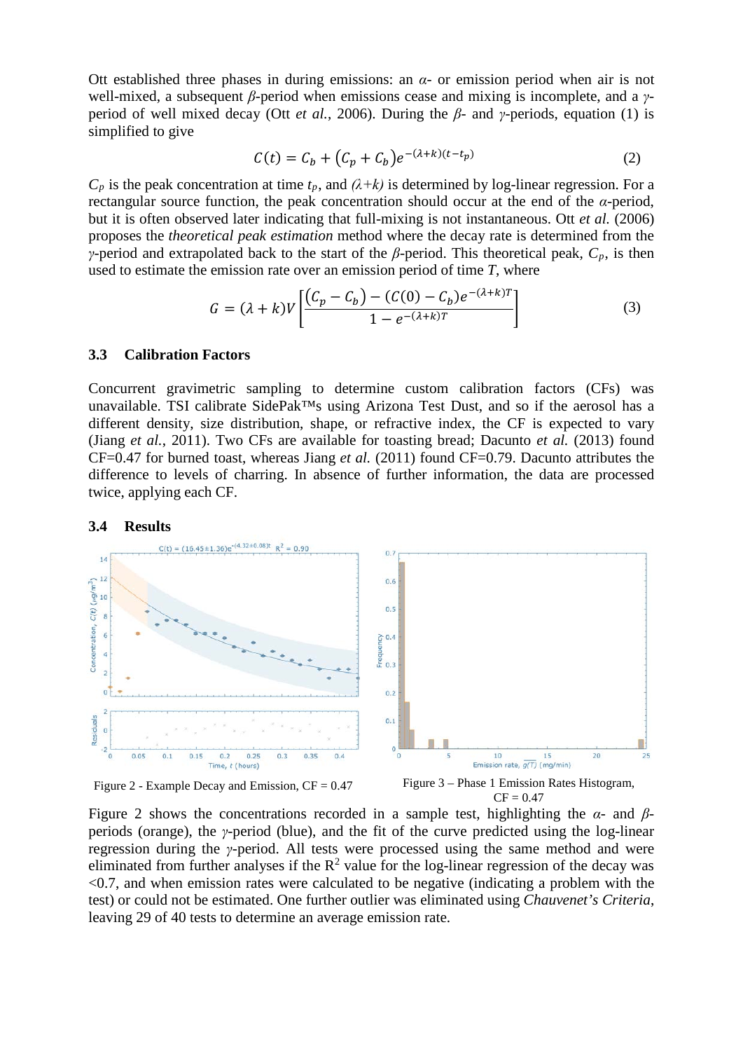Ott established three phases in during emissions: an *α*- or emission period when air is not well-mixed, a subsequent *β*-period when emissions cease and mixing is incomplete, and a *γ*-period of well mixed decay (Ott *et al.*, 2006). During the *β*- and *γ*-periods, equation (1) is simplified to give

$$C(t) = C_b + (C_p + C_b)e^{-(\lambda+k)(t-t_p)} \tag{2}$$

$C_p$ is the peak concentration at time $t_p$, and $(\lambda+k)$ is determined by log-linear regression. For a rectangular source function, the peak concentration should occur at the end of the *α*-period, but it is often observed later indicating that full-mixing is not instantaneous. Ott *et al.* (2006) proposes the *theoretical peak estimation* method where the decay rate is determined from the *γ*-period and extrapolated back to the start of the *β*-period. This theoretical peak, $C_p$, is then used to estimate the emission rate over an emission period of time $T$, where

$$G = (\lambda + k)V\left[\frac{(C_p - C_b) - (C(0) - C_b)e^{-(\lambda+k)T}}{1 - e^{-(\lambda+k)T}}\right] \tag{3}$$

### 3.3 Calibration Factors

Concurrent gravimetric sampling to determine custom calibration factors (CFs) was unavailable. TSI calibrate SidePak™s using Arizona Test Dust, and so if the aerosol has a different density, size distribution, shape, or refractive index, the CF is expected to vary (Jiang *et al.*, 2011). Two CFs are available for toasting bread; Dacunto *et al.* (2013) found CF=0.47 for burned toast, whereas Jiang *et al.* (2011) found CF=0.79. Dacunto attributes the difference to levels of charring. In absence of further information, the data are processed twice, applying each CF.

### 3.4 Results

Figure 2 - Example Decay and Emission, CF = 0.47

Figure 3 – Phase 1 Emission Rates Histogram, CF = 0.47

Figure 2 shows the concentrations recorded in a sample test, highlighting the *α*- and *β*-periods (orange), the *γ*-period (blue), and the fit of the curve predicted using the log-linear regression during the *γ*-period. All tests were processed using the same method and were eliminated from further analyses if the $R^2$ value for the log-linear regression of the decay was <0.7, and when emission rates were calculated to be negative (indicating a problem with the test) or could not be estimated. One further outlier was eliminated using *Chauvenet's Criteria*, leaving 29 of 40 tests to determine an average emission rate.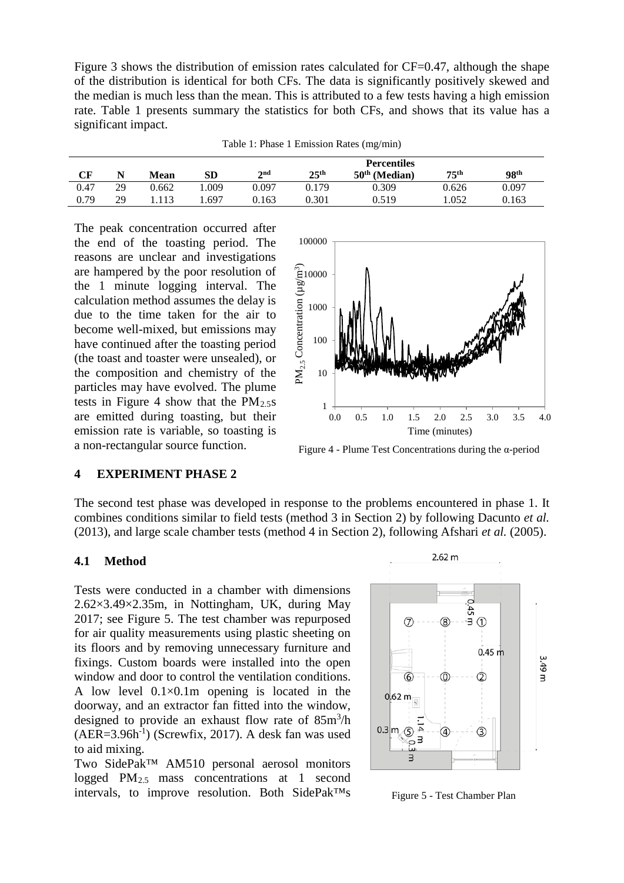Figure 3 shows the distribution of emission rates calculated for CF=0.47, although the shape of the distribution is identical for both CFs. The data is significantly positively skewed and the median is much less than the mean. This is attributed to a few tests having a high emission rate. Table 1 presents summary the statistics for both CFs, and shows that its value has a significant impact.

Table 1: Phase 1 Emission Rates (mg/min)

| CF | N | Mean | SD | Percentiles | | | | |
|---|---|---|---|---|---|---|---|---|
| | | | | 2nd | 25th | 50th (Median) | 75th | 98th |
| 0.47 | 29 | 0.662 | 1.009 | 0.097 | 0.179 | 0.309 | 0.626 | 0.097 |
| 0.79 | 29 | 1.113 | 1.697 | 0.163 | 0.301 | 0.519 | 1.052 | 0.163 |

The peak concentration occurred after the end of the toasting period. The reasons are unclear and investigations are hampered by the poor resolution of the 1 minute logging interval. The calculation method assumes the delay is due to the time taken for the air to become well-mixed, but emissions may have continued after the toasting period (the toast and toaster were unsealed), or the composition and chemistry of the particles may have evolved. The plume tests in Figure 4 show that the $PM_{2.5}$s are emitted during toasting, but their emission rate is variable, so toasting is a non-rectangular source function.

Figure 4 - Plume Test Concentrations during the α-period

## 4 EXPERIMENT PHASE 2

The second test phase was developed in response to the problems encountered in phase 1. It combines conditions similar to field tests (method 3 in Section 2) by following Dacunto *et al.* (2013), and large scale chamber tests (method 4 in Section 2), following Afshari *et al.* (2005).

### 4.1 Method

Tests were conducted in a chamber with dimensions 2.62×3.49×2.35m, in Nottingham, UK, during May 2017; see Figure 5. The test chamber was repurposed for air quality measurements using plastic sheeting on its floors and by removing unnecessary furniture and fixings. Custom boards were installed into the open window and door to control the ventilation conditions. A low level 0.1×0.1m opening is located in the doorway, and an extractor fan fitted into the window, designed to provide an exhaust flow rate of $85m^3/h$ ($AER=3.96h^{-1}$) (Screwfix, 2017). A desk fan was used to aid mixing.

Two SidePak™ AM510 personal aerosol monitors logged $PM_{2.5}$ mass concentrations at 1 second intervals, to improve resolution. Both SidePak™s

Figure 5 - Test Chamber Plan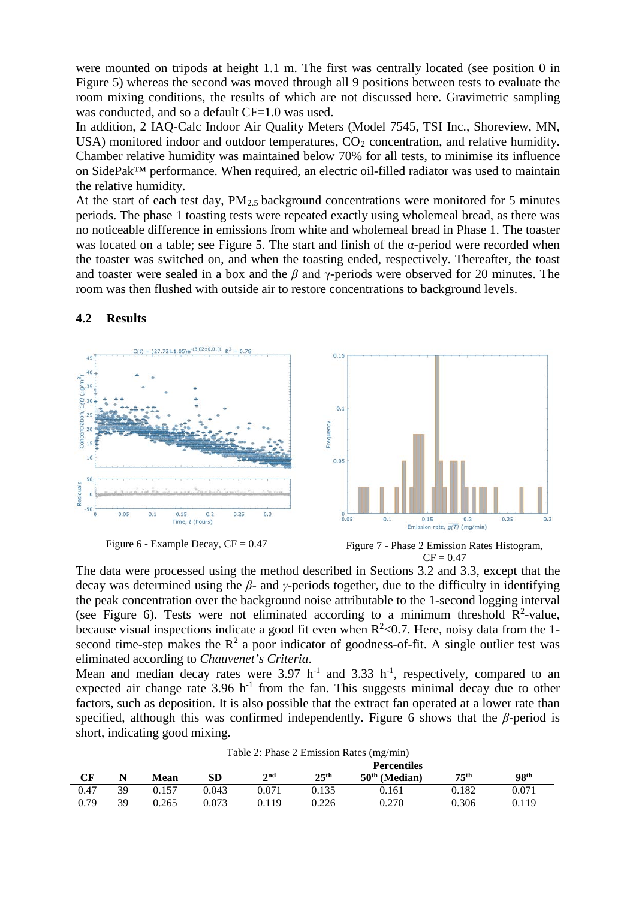were mounted on tripods at height 1.1 m. The first was centrally located (see position 0 in Figure 5) whereas the second was moved through all 9 positions between tests to evaluate the room mixing conditions, the results of which are not discussed here. Gravimetric sampling was conducted, and so a default CF=1.0 was used.

In addition, 2 IAQ-Calc Indoor Air Quality Meters (Model 7545, TSI Inc., Shoreview, MN, USA) monitored indoor and outdoor temperatures, $CO_2$ concentration, and relative humidity. Chamber relative humidity was maintained below 70% for all tests, to minimise its influence on SidePak™ performance. When required, an electric oil-filled radiator was used to maintain the relative humidity.

At the start of each test day, $PM_{2.5}$ background concentrations were monitored for 5 minutes periods. The phase 1 toasting tests were repeated exactly using wholemeal bread, as there was no noticeable difference in emissions from white and wholemeal bread in Phase 1. The toaster was located on a table; see Figure 5. The start and finish of the α-period were recorded when the toaster was switched on, and when the toasting ended, respectively. Thereafter, the toast and toaster were sealed in a box and the $\beta$ and γ-periods were observed for 20 minutes. The room was then flushed with outside air to restore concentrations to background levels.

## 4.2 Results

Figure 6 - Example Decay, CF = 0.47

Figure 7 - Phase 2 Emission Rates Histogram, CF = 0.47

The data were processed using the method described in Sections 3.2 and 3.3, except that the decay was determined using the $\beta$- and $\gamma$-periods together, due to the difficulty in identifying the peak concentration over the background noise attributable to the 1-second logging interval (see Figure 6). Tests were not eliminated according to a minimum threshold $R^2$-value, because visual inspections indicate a good fit even when $R^2$<0.7. Here, noisy data from the 1-second time-step makes the $R^2$ a poor indicator of goodness-of-fit. A single outlier test was eliminated according to *Chauvenet's Criteria*.

Mean and median decay rates were 3.97 $h^{-1}$ and 3.33 $h^{-1}$, respectively, compared to an expected air change rate 3.96 $h^{-1}$ from the fan. This suggests minimal decay due to other factors, such as deposition. It is also possible that the extract fan operated at a lower rate than specified, although this was confirmed independently. Figure 6 shows that the $\beta$-period is short, indicating good mixing.

Table 2: Phase 2 Emission Rates (mg/min)

| CF | N | Mean | SD | Percentiles 2nd | 25th | 50th (Median) | 75th | 98th |
|---|---|---|---|---|---|---|---|---|
| 0.47 | 39 | 0.157 | 0.043 | 0.071 | 0.135 | 0.161 | 0.182 | 0.071 |
| 0.79 | 39 | 0.265 | 0.073 | 0.119 | 0.226 | 0.270 | 0.306 | 0.119 |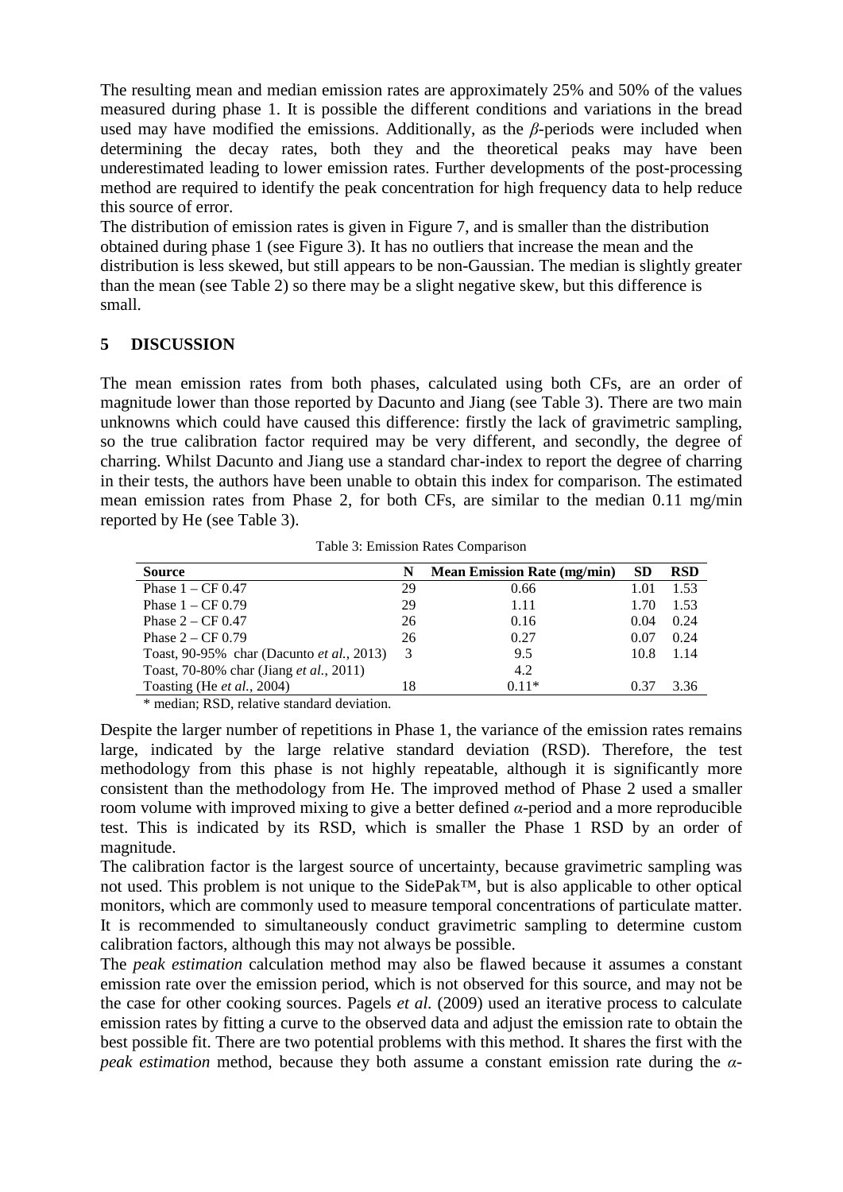The resulting mean and median emission rates are approximately 25% and 50% of the values measured during phase 1. It is possible the different conditions and variations in the bread used may have modified the emissions. Additionally, as the $\beta$-periods were included when determining the decay rates, both they and the theoretical peaks may have been underestimated leading to lower emission rates. Further developments of the post-processing method are required to identify the peak concentration for high frequency data to help reduce this source of error.

The distribution of emission rates is given in Figure 7, and is smaller than the distribution obtained during phase 1 (see Figure 3). It has no outliers that increase the mean and the distribution is less skewed, but still appears to be non-Gaussian. The median is slightly greater than the mean (see Table 2) so there may be a slight negative skew, but this difference is small.

## 5 DISCUSSION

The mean emission rates from both phases, calculated using both CFs, are an order of magnitude lower than those reported by Dacunto and Jiang (see Table 3). There are two main unknowns which could have caused this difference: firstly the lack of gravimetric sampling, so the true calibration factor required may be very different, and secondly, the degree of charring. Whilst Dacunto and Jiang use a standard char-index to report the degree of charring in their tests, the authors have been unable to obtain this index for comparison. The estimated mean emission rates from Phase 2, for both CFs, are similar to the median 0.11 mg/min reported by He (see Table 3).

Table 3: Emission Rates Comparison

| Source | N | Mean Emission Rate (mg/min) | SD | RSD |
|---|---|---|---|---|
| Phase 1 – CF 0.47 | 29 | 0.66 | 1.01 | 1.53 |
| Phase 1 – CF 0.79 | 29 | 1.11 | 1.70 | 1.53 |
| Phase 2 – CF 0.47 | 26 | 0.16 | 0.04 | 0.24 |
| Phase 2 – CF 0.79 | 26 | 0.27 | 0.07 | 0.24 |
| Toast, 90-95% char (Dacunto *et al.*, 2013) | 3 | 9.5 | 10.8 | 1.14 |
| Toast, 70-80% char (Jiang *et al.*, 2011) | | 4.2 | | |
| Toasting (He *et al.*, 2004) | 18 | 0.11* | 0.37 | 3.36 |

\* median; RSD, relative standard deviation.

Despite the larger number of repetitions in Phase 1, the variance of the emission rates remains large, indicated by the large relative standard deviation (RSD). Therefore, the test methodology from this phase is not highly repeatable, although it is significantly more consistent than the methodology from He. The improved method of Phase 2 used a smaller room volume with improved mixing to give a better defined $\alpha$-period and a more reproducible test. This is indicated by its RSD, which is smaller the Phase 1 RSD by an order of magnitude.

The calibration factor is the largest source of uncertainty, because gravimetric sampling was not used. This problem is not unique to the SidePak™, but is also applicable to other optical monitors, which are commonly used to measure temporal concentrations of particulate matter. It is recommended to simultaneously conduct gravimetric sampling to determine custom calibration factors, although this may not always be possible.

The *peak estimation* calculation method may also be flawed because it assumes a constant emission rate over the emission period, which is not observed for this source, and may not be the case for other cooking sources. Pagels *et al.* (2009) used an iterative process to calculate emission rates by fitting a curve to the observed data and adjust the emission rate to obtain the best possible fit. There are two potential problems with this method. It shares the first with the *peak estimation* method, because they both assume a constant emission rate during the $\alpha$-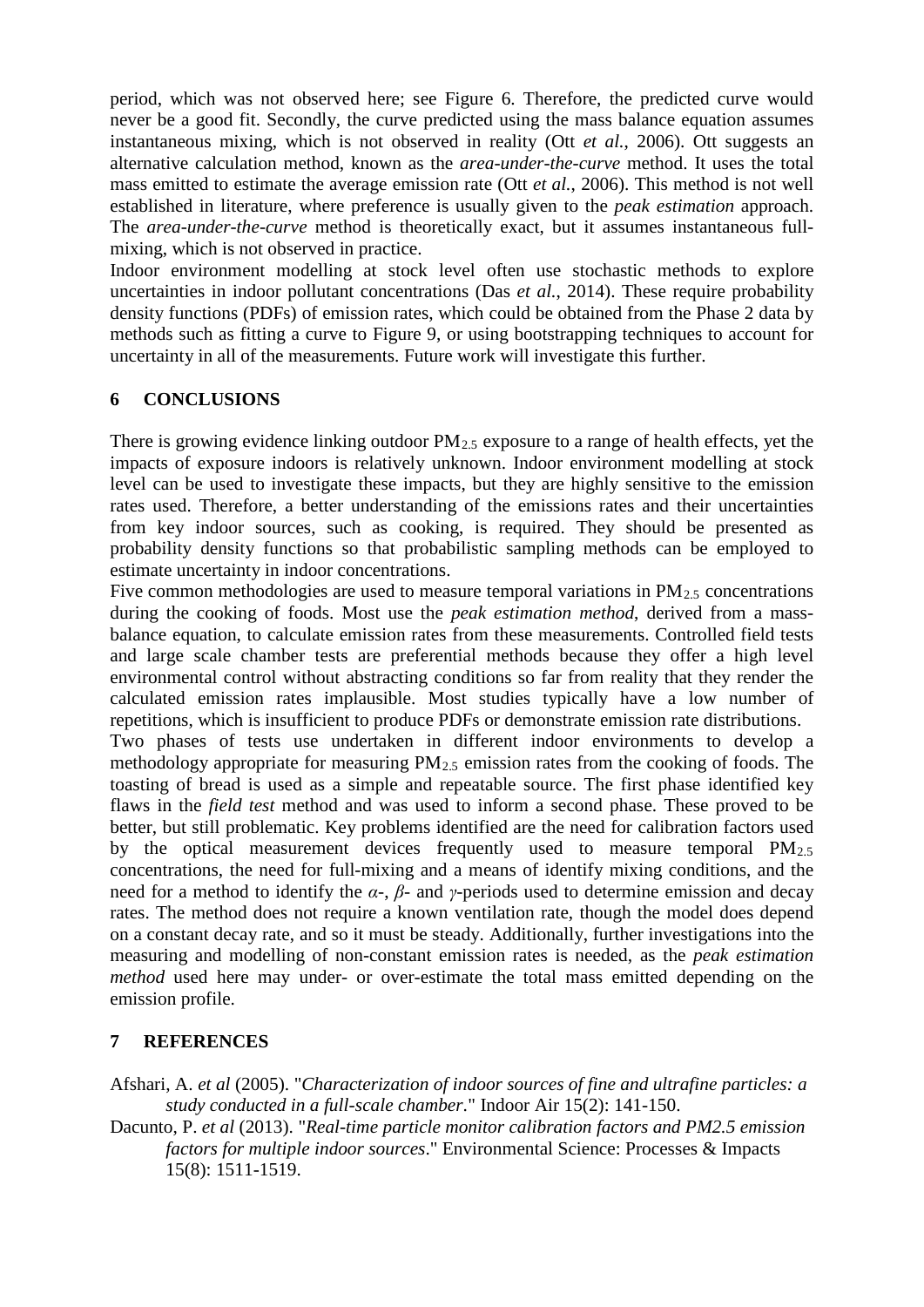period, which was not observed here; see Figure 6. Therefore, the predicted curve would never be a good fit. Secondly, the curve predicted using the mass balance equation assumes instantaneous mixing, which is not observed in reality (Ott *et al.*, 2006). Ott suggests an alternative calculation method, known as the *area-under-the-curve* method. It uses the total mass emitted to estimate the average emission rate (Ott *et al.*, 2006). This method is not well established in literature, where preference is usually given to the *peak estimation* approach. The *area-under-the-curve* method is theoretically exact, but it assumes instantaneous full-mixing, which is not observed in practice.

Indoor environment modelling at stock level often use stochastic methods to explore uncertainties in indoor pollutant concentrations (Das *et al.*, 2014). These require probability density functions (PDFs) of emission rates, which could be obtained from the Phase 2 data by methods such as fitting a curve to Figure 9, or using bootstrapping techniques to account for uncertainty in all of the measurements. Future work will investigate this further.

## 6 CONCLUSIONS

There is growing evidence linking outdoor $PM_{2.5}$ exposure to a range of health effects, yet the impacts of exposure indoors is relatively unknown. Indoor environment modelling at stock level can be used to investigate these impacts, but they are highly sensitive to the emission rates used. Therefore, a better understanding of the emissions rates and their uncertainties from key indoor sources, such as cooking, is required. They should be presented as probability density functions so that probabilistic sampling methods can be employed to estimate uncertainty in indoor concentrations.

Five common methodologies are used to measure temporal variations in $PM_{2.5}$ concentrations during the cooking of foods. Most use the *peak estimation method*, derived from a mass-balance equation, to calculate emission rates from these measurements. Controlled field tests and large scale chamber tests are preferential methods because they offer a high level environmental control without abstracting conditions so far from reality that they render the calculated emission rates implausible. Most studies typically have a low number of repetitions, which is insufficient to produce PDFs or demonstrate emission rate distributions.

Two phases of tests use undertaken in different indoor environments to develop a methodology appropriate for measuring $PM_{2.5}$ emission rates from the cooking of foods. The toasting of bread is used as a simple and repeatable source. The first phase identified key flaws in the *field test* method and was used to inform a second phase. These proved to be better, but still problematic. Key problems identified are the need for calibration factors used by the optical measurement devices frequently used to measure temporal $PM_{2.5}$ concentrations, the need for full-mixing and a means of identify mixing conditions, and the need for a method to identify the $\alpha$-, $\beta$- and $\gamma$-periods used to determine emission and decay rates. The method does not require a known ventilation rate, though the model does depend on a constant decay rate, and so it must be steady. Additionally, further investigations into the measuring and modelling of non-constant emission rates is needed, as the *peak estimation method* used here may under- or over-estimate the total mass emitted depending on the emission profile.

## 7 REFERENCES

Afshari, A. *et al* (2005). "*Characterization of indoor sources of fine and ultrafine particles: a study conducted in a full-scale chamber*." Indoor Air 15(2): 141-150.

Dacunto, P. *et al* (2013). "*Real-time particle monitor calibration factors and PM2.5 emission factors for multiple indoor sources*." Environmental Science: Processes & Impacts 15(8): 1511-1519.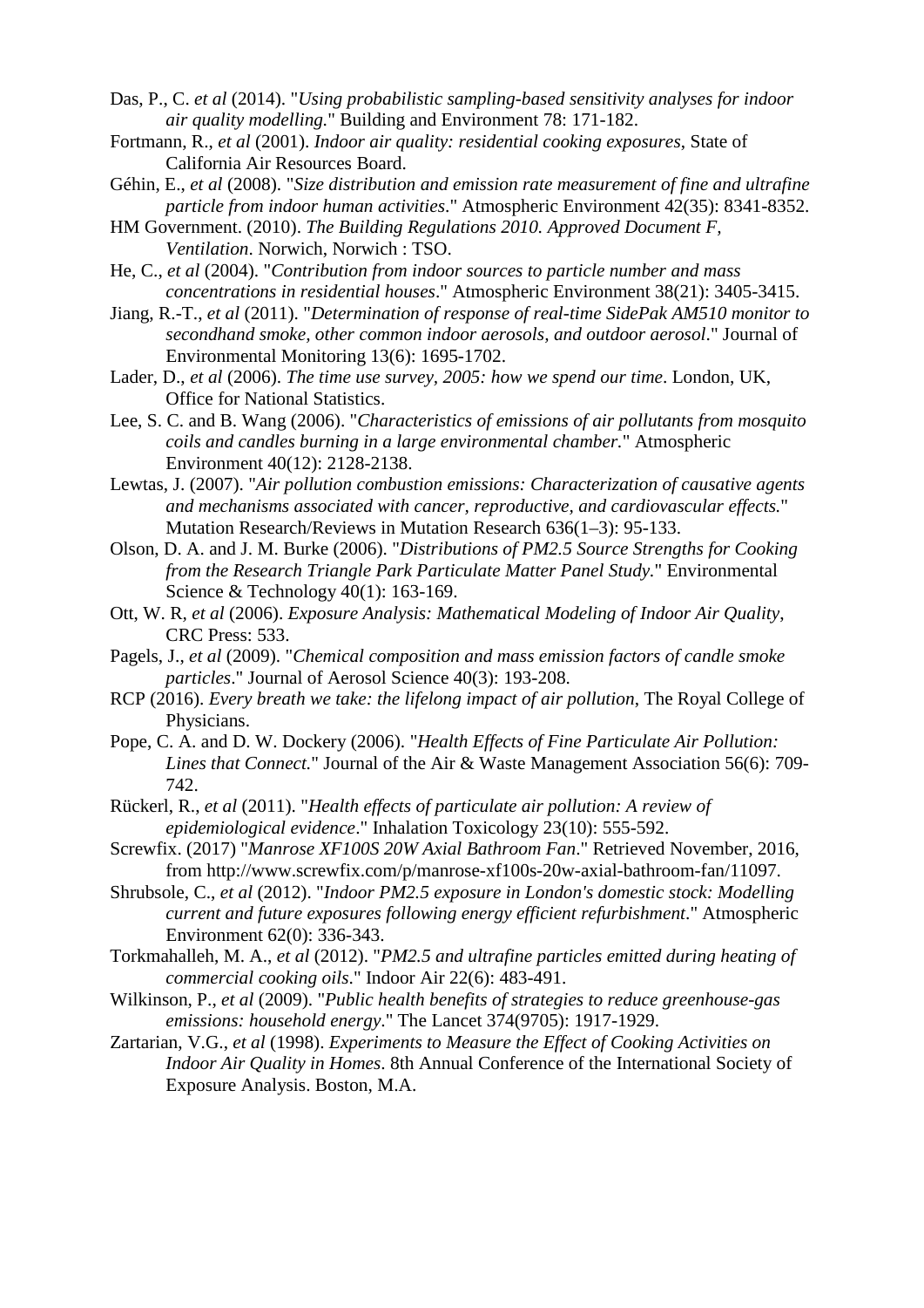Das, P., C. *et al* (2014). "*Using probabilistic sampling-based sensitivity analyses for indoor air quality modelling.*" Building and Environment 78: 171-182.

Fortmann, R., *et al* (2001). *Indoor air quality: residential cooking exposures*, State of California Air Resources Board.

Géhin, E., *et al* (2008). "*Size distribution and emission rate measurement of fine and ultrafine particle from indoor human activities*." Atmospheric Environment 42(35): 8341-8352.

HM Government. (2010). *The Building Regulations 2010. Approved Document F, Ventilation*. Norwich, Norwich : TSO.

He, C., *et al* (2004). "*Contribution from indoor sources to particle number and mass concentrations in residential houses*." Atmospheric Environment 38(21): 3405-3415.

Jiang, R.-T., *et al* (2011). "*Determination of response of real-time SidePak AM510 monitor to secondhand smoke, other common indoor aerosols, and outdoor aerosol*." Journal of Environmental Monitoring 13(6): 1695-1702.

Lader, D., *et al* (2006). *The time use survey, 2005: how we spend our time*. London, UK, Office for National Statistics.

Lee, S. C. and B. Wang (2006). "*Characteristics of emissions of air pollutants from mosquito coils and candles burning in a large environmental chamber.*" Atmospheric Environment 40(12): 2128-2138.

Lewtas, J. (2007). "*Air pollution combustion emissions: Characterization of causative agents and mechanisms associated with cancer, reproductive, and cardiovascular effects.*" Mutation Research/Reviews in Mutation Research 636(1–3): 95-133.

Olson, D. A. and J. M. Burke (2006). "*Distributions of PM2.5 Source Strengths for Cooking from the Research Triangle Park Particulate Matter Panel Study.*" Environmental Science & Technology 40(1): 163-169.

Ott, W. R, *et al* (2006). *Exposure Analysis: Mathematical Modeling of Indoor Air Quality*, CRC Press: 533.

Pagels, J., *et al* (2009). "*Chemical composition and mass emission factors of candle smoke particles*." Journal of Aerosol Science 40(3): 193-208.

RCP (2016). *Every breath we take: the lifelong impact of air pollution*, The Royal College of Physicians.

Pope, C. A. and D. W. Dockery (2006). "*Health Effects of Fine Particulate Air Pollution: Lines that Connect.*" Journal of the Air & Waste Management Association 56(6): 709-742.

Rückerl, R., *et al* (2011). "*Health effects of particulate air pollution: A review of epidemiological evidence*." Inhalation Toxicology 23(10): 555-592.

Screwfix. (2017) "*Manrose XF100S 20W Axial Bathroom Fan*." Retrieved November, 2016, from http://www.screwfix.com/p/manrose-xf100s-20w-axial-bathroom-fan/11097.

Shrubsole, C., *et al* (2012). "*Indoor PM2.5 exposure in London's domestic stock: Modelling current and future exposures following energy efficient refurbishment*." Atmospheric Environment 62(0): 336-343.

Torkmahalleh, M. A., *et al* (2012). "*PM2.5 and ultrafine particles emitted during heating of commercial cooking oils*." Indoor Air 22(6): 483-491.

Wilkinson, P., *et al* (2009). "*Public health benefits of strategies to reduce greenhouse-gas emissions: household energy*." The Lancet 374(9705): 1917-1929.

Zartarian, V.G., *et al* (1998). *Experiments to Measure the Effect of Cooking Activities on Indoor Air Quality in Homes*. 8th Annual Conference of the International Society of Exposure Analysis. Boston, M.A.